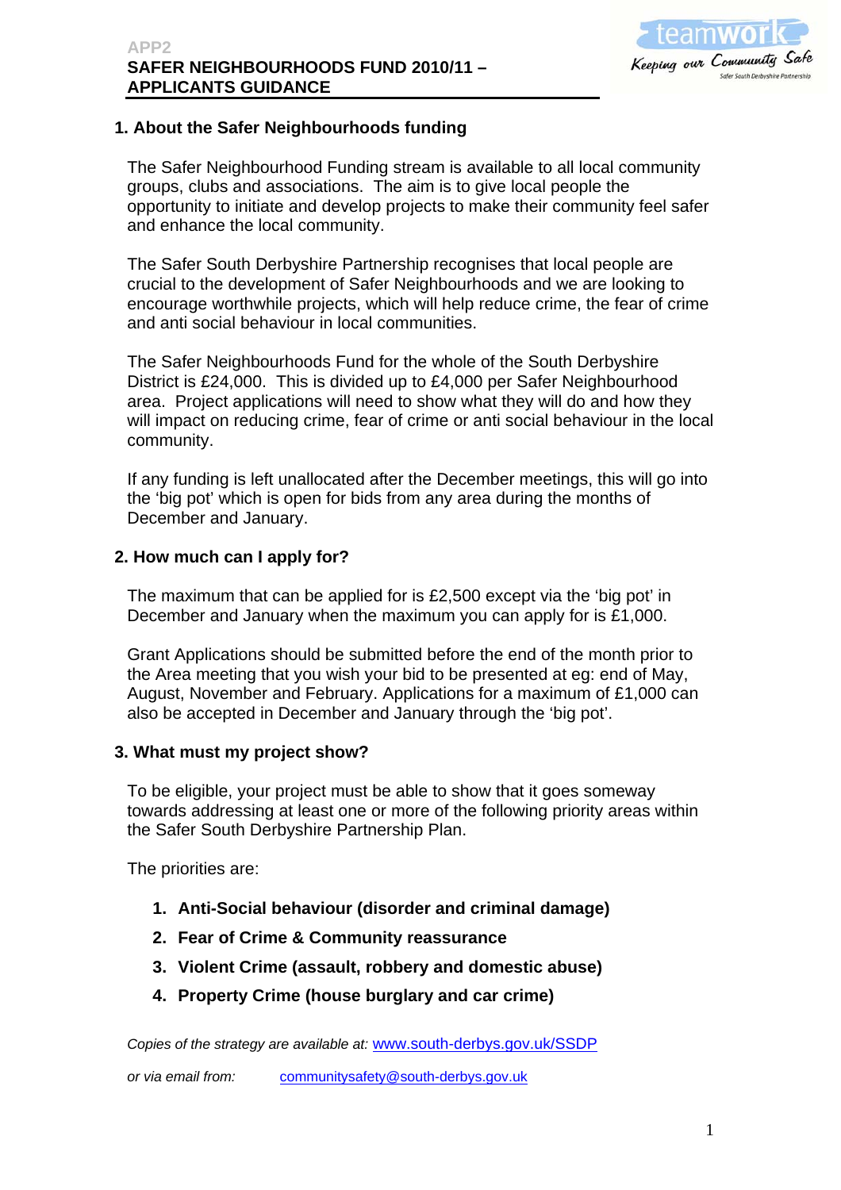APP2

# SAFER NEIGHBOURHOODS FUND 2010/11 – APPLICANTS GUIDANCE

teamwork
Keeping our Community Safe
Safer South Derbyshire Partnership

## 1. About the Safer Neighbourhoods funding

The Safer Neighbourhood Funding stream is available to all local community groups, clubs and associations. The aim is to give local people the opportunity to initiate and develop projects to make their community feel safer and enhance the local community.

The Safer South Derbyshire Partnership recognises that local people are crucial to the development of Safer Neighbourhoods and we are looking to encourage worthwhile projects, which will help reduce crime, the fear of crime and anti social behaviour in local communities.

The Safer Neighbourhoods Fund for the whole of the South Derbyshire District is £24,000. This is divided up to £4,000 per Safer Neighbourhood area. Project applications will need to show what they will do and how they will impact on reducing crime, fear of crime or anti social behaviour in the local community.

If any funding is left unallocated after the December meetings, this will go into the 'big pot' which is open for bids from any area during the months of December and January.

## 2. How much can I apply for?

The maximum that can be applied for is £2,500 except via the 'big pot' in December and January when the maximum you can apply for is £1,000.

Grant Applications should be submitted before the end of the month prior to the Area meeting that you wish your bid to be presented at eg: end of May, August, November and February. Applications for a maximum of £1,000 can also be accepted in December and January through the 'big pot'.

## 3. What must my project show?

To be eligible, your project must be able to show that it goes someway towards addressing at least one or more of the following priority areas within the Safer South Derbyshire Partnership Plan.

The priorities are:

1. **Anti-Social behaviour (disorder and criminal damage)**
2. **Fear of Crime & Community reassurance**
3. **Violent Crime (assault, robbery and domestic abuse)**
4. **Property Crime (house burglary and car crime)**

*Copies of the strategy are available at:* www.south-derbys.gov.uk/SSDP

*or via email from:* communitysafety@south-derbys.gov.uk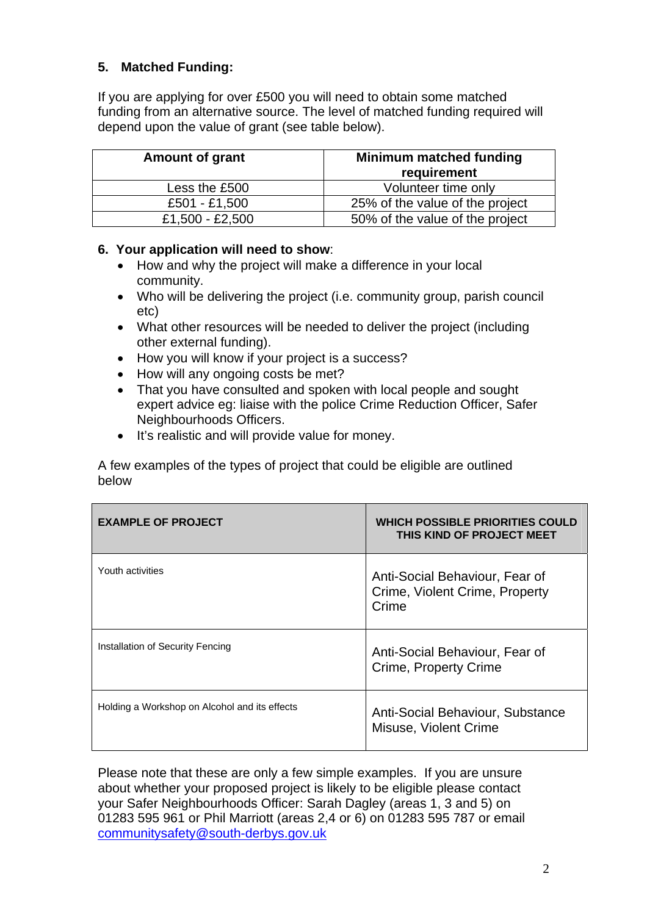## 5. Matched Funding:

If you are applying for over £500 you will need to obtain some matched funding from an alternative source. The level of matched funding required will depend upon the value of grant (see table below).

| Amount of grant | Minimum matched funding requirement |
|---|---|
| Less the £500 | Volunteer time only |
| £501 - £1,500 | 25% of the value of the project |
| £1,500 - £2,500 | 50% of the value of the project |

## 6. Your application will need to show:

- How and why the project will make a difference in your local community.
- Who will be delivering the project (i.e. community group, parish council etc)
- What other resources will be needed to deliver the project (including other external funding).
- How you will know if your project is a success?
- How will any ongoing costs be met?
- That you have consulted and spoken with local people and sought expert advice eg: liaise with the police Crime Reduction Officer, Safer Neighbourhoods Officers.
- It's realistic and will provide value for money.

A few examples of the types of project that could be eligible are outlined below

| EXAMPLE OF PROJECT | WHICH POSSIBLE PRIORITIES COULD THIS KIND OF PROJECT MEET |
|---|---|
| Youth activities | Anti-Social Behaviour, Fear of Crime, Violent Crime, Property Crime |
| Installation of Security Fencing | Anti-Social Behaviour, Fear of Crime, Property Crime |
| Holding a Workshop on Alcohol and its effects | Anti-Social Behaviour, Substance Misuse, Violent Crime |

Please note that these are only a few simple examples. If you are unsure about whether your proposed project is likely to be eligible please contact your Safer Neighbourhoods Officer: Sarah Dagley (areas 1, 3 and 5) on 01283 595 961 or Phil Marriott (areas 2,4 or 6) on 01283 595 787 or email communitysafety@south-derbys.gov.uk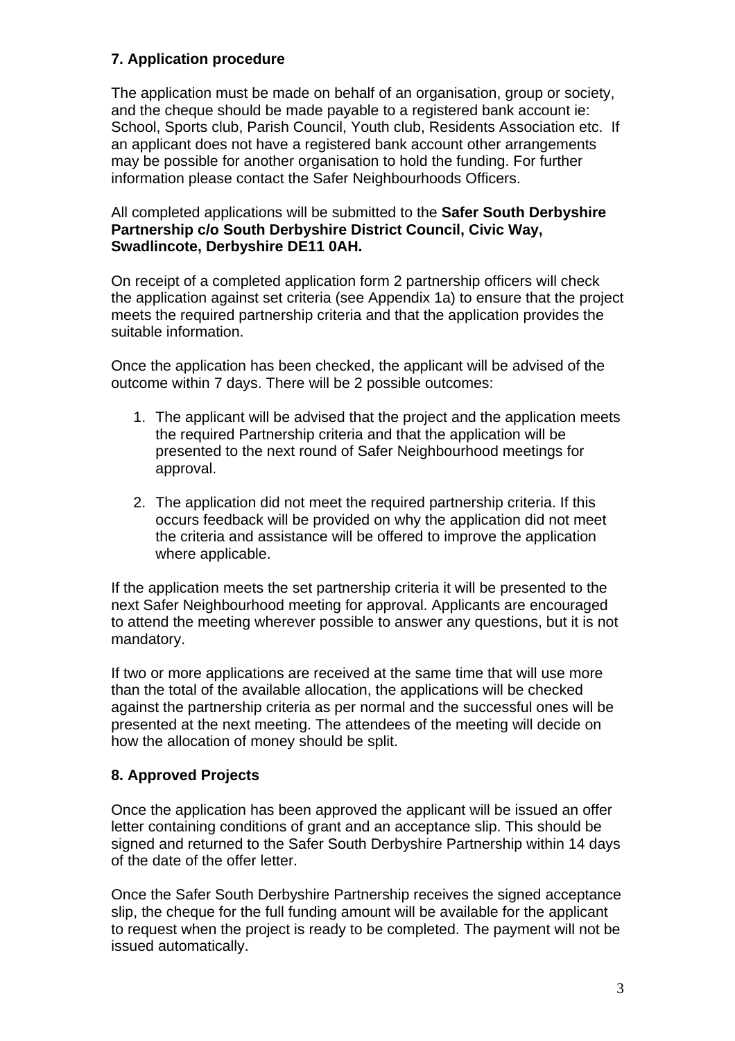## 7. Application procedure

The application must be made on behalf of an organisation, group or society, and the cheque should be made payable to a registered bank account ie: School, Sports club, Parish Council, Youth club, Residents Association etc. If an applicant does not have a registered bank account other arrangements may be possible for another organisation to hold the funding. For further information please contact the Safer Neighbourhoods Officers.

All completed applications will be submitted to the **Safer South Derbyshire Partnership c/o South Derbyshire District Council, Civic Way, Swadlincote, Derbyshire DE11 0AH.**

On receipt of a completed application form 2 partnership officers will check the application against set criteria (see Appendix 1a) to ensure that the project meets the required partnership criteria and that the application provides the suitable information.

Once the application has been checked, the applicant will be advised of the outcome within 7 days. There will be 2 possible outcomes:

1. The applicant will be advised that the project and the application meets the required Partnership criteria and that the application will be presented to the next round of Safer Neighbourhood meetings for approval.
2. The application did not meet the required partnership criteria. If this occurs feedback will be provided on why the application did not meet the criteria and assistance will be offered to improve the application where applicable.

If the application meets the set partnership criteria it will be presented to the next Safer Neighbourhood meeting for approval. Applicants are encouraged to attend the meeting wherever possible to answer any questions, but it is not mandatory.

If two or more applications are received at the same time that will use more than the total of the available allocation, the applications will be checked against the partnership criteria as per normal and the successful ones will be presented at the next meeting. The attendees of the meeting will decide on how the allocation of money should be split.

## 8. Approved Projects

Once the application has been approved the applicant will be issued an offer letter containing conditions of grant and an acceptance slip. This should be signed and returned to the Safer South Derbyshire Partnership within 14 days of the date of the offer letter.

Once the Safer South Derbyshire Partnership receives the signed acceptance slip, the cheque for the full funding amount will be available for the applicant to request when the project is ready to be completed. The payment will not be issued automatically.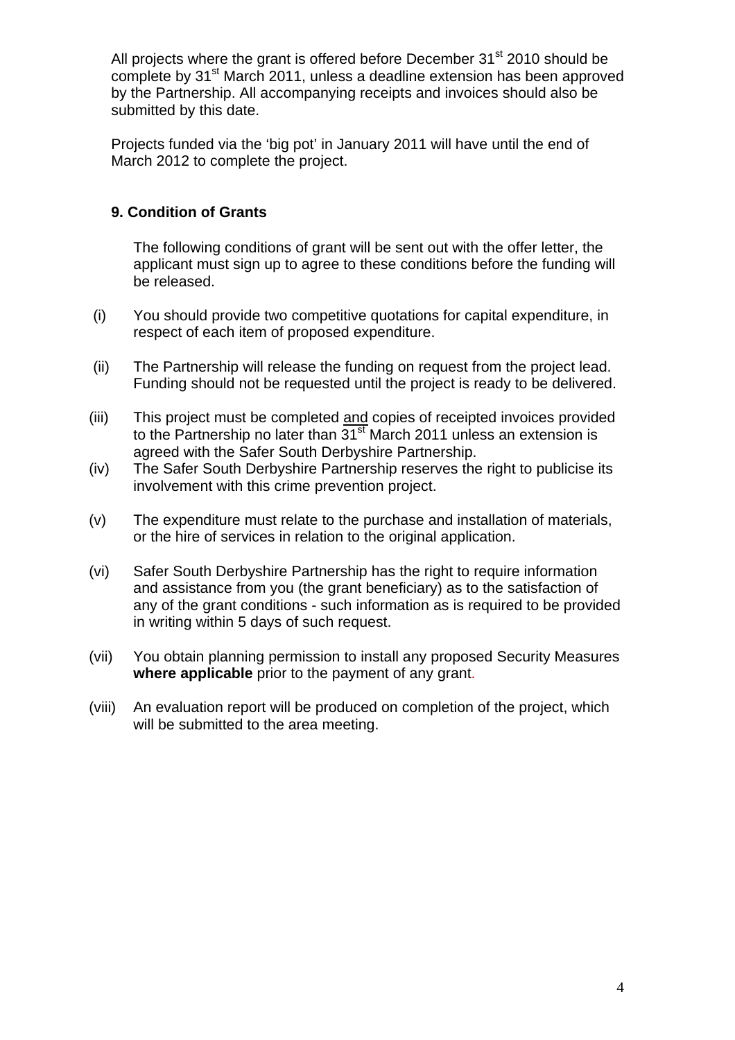All projects where the grant is offered before December 31st 2010 should be complete by 31st March 2011, unless a deadline extension has been approved by the Partnership. All accompanying receipts and invoices should also be submitted by this date.

Projects funded via the 'big pot' in January 2011 will have until the end of March 2012 to complete the project.

### 9. Condition of Grants

The following conditions of grant will be sent out with the offer letter, the applicant must sign up to agree to these conditions before the funding will be released.

(i) You should provide two competitive quotations for capital expenditure, in respect of each item of proposed expenditure.

(ii) The Partnership will release the funding on request from the project lead. Funding should not be requested until the project is ready to be delivered.

(iii) This project must be completed <u>and</u> copies of receipted invoices provided to the Partnership no later than 31st March 2011 unless an extension is agreed with the Safer South Derbyshire Partnership.

(iv) The Safer South Derbyshire Partnership reserves the right to publicise its involvement with this crime prevention project.

(v) The expenditure must relate to the purchase and installation of materials, or the hire of services in relation to the original application.

(vi) Safer South Derbyshire Partnership has the right to require information and assistance from you (the grant beneficiary) as to the satisfaction of any of the grant conditions - such information as is required to be provided in writing within 5 days of such request.

(vii) You obtain planning permission to install any proposed Security Measures **where applicable** prior to the payment of any grant.

(viii) An evaluation report will be produced on completion of the project, which will be submitted to the area meeting.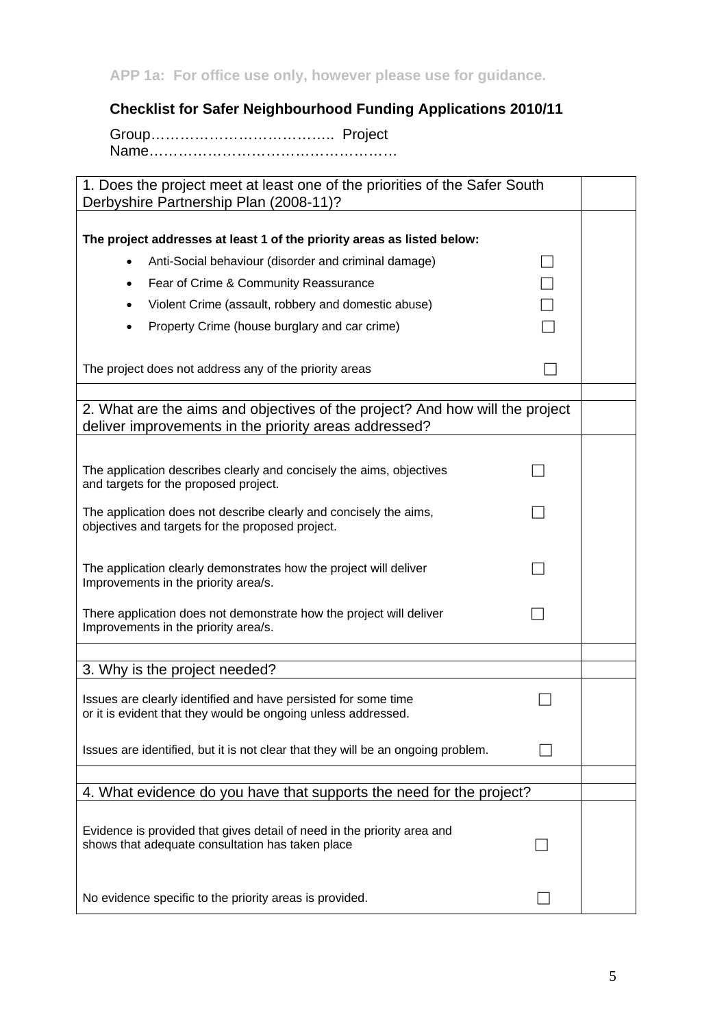APP 1a: For office use only, however please use for guidance.

## Checklist for Safer Neighbourhood Funding Applications 2010/11

Group……………………………….. Project Name……………………………………………

| 1. Does the project meet at least one of the priorities of the Safer South Derbyshire Partnership Plan (2008-11)? | | |
|---|---|---|
| **The project addresses at least 1 of the priority areas as listed below:** | | |
| • Anti-Social behaviour (disorder and criminal damage) | ☐ | |
| • Fear of Crime & Community Reassurance | ☐ | |
| • Violent Crime (assault, robbery and domestic abuse) | ☐ | |
| • Property Crime (house burglary and car crime) | ☐ | |
| The project does not address any of the priority areas | ☐ | |
| | | |
| 2. What are the aims and objectives of the project? And how will the project deliver improvements in the priority areas addressed? | | |
| The application describes clearly and concisely the aims, objectives and targets for the proposed project. | ☐ | |
| The application does not describe clearly and concisely the aims, objectives and targets for the proposed project. | ☐ | |
| The application clearly demonstrates how the project will deliver Improvements in the priority area/s. | ☐ | |
| There application does not demonstrate how the project will deliver Improvements in the priority area/s. | ☐ | |
| | | |
| 3. Why is the project needed? | | |
| Issues are clearly identified and have persisted for some time or it is evident that they would be ongoing unless addressed. | ☐ | |
| Issues are identified, but it is not clear that they will be an ongoing problem. | ☐ | |
| | | |
| 4. What evidence do you have that supports the need for the project? | | |
| Evidence is provided that gives detail of need in the priority area and shows that adequate consultation has taken place | ☐ | |
| No evidence specific to the priority areas is provided. | ☐ | |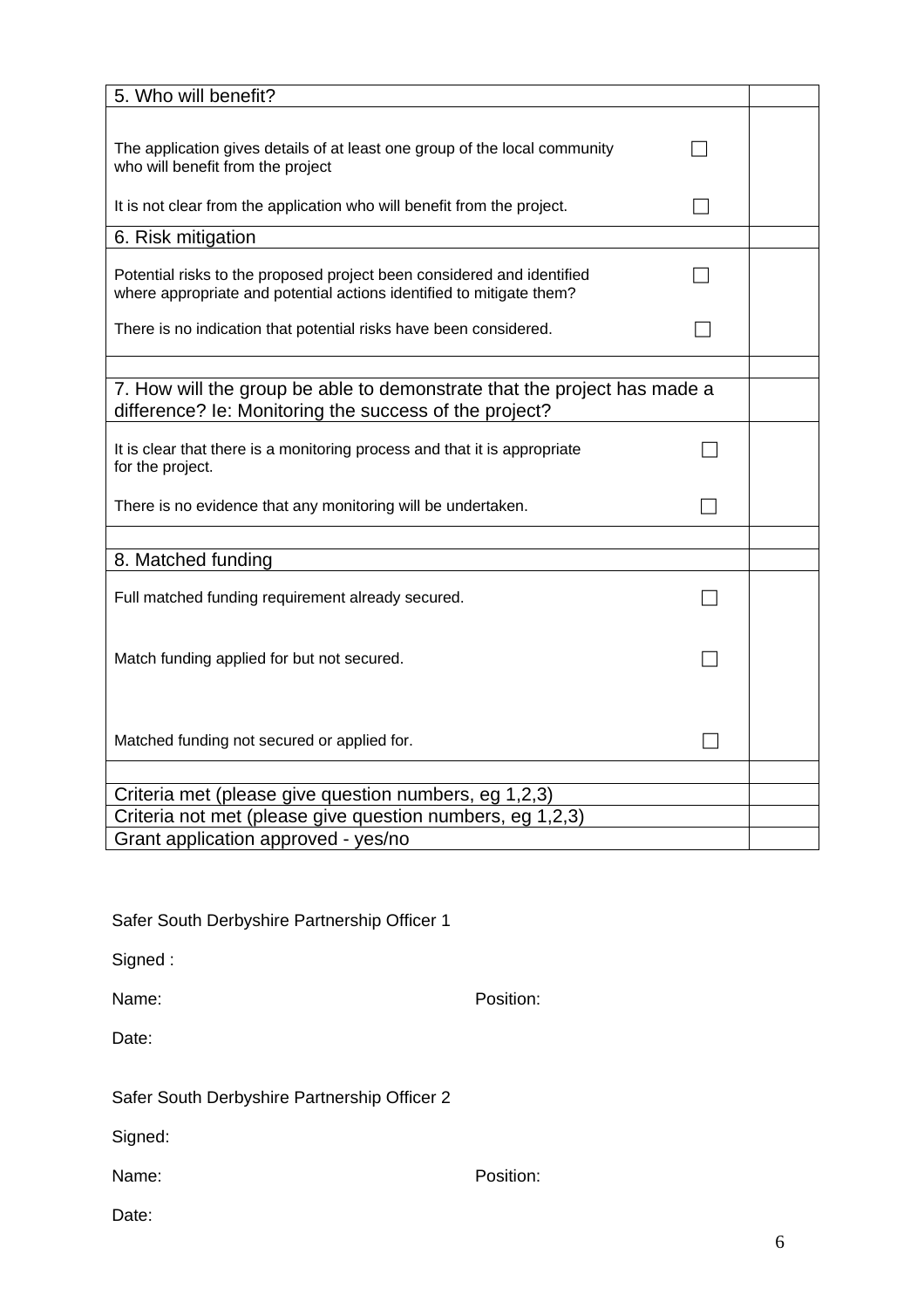| | | |
|---|---|---|
| 5. Who will benefit? | | |
| The application gives details of at least one group of the local community who will benefit from the project | ☐ | |
| It is not clear from the application who will benefit from the project. | ☐ | |
| 6. Risk mitigation | | |
| Potential risks to the proposed project been considered and identified where appropriate and potential actions identified to mitigate them? | ☐ | |
| There is no indication that potential risks have been considered. | ☐ | |
| | | |
| 7. How will the group be able to demonstrate that the project has made a difference? Ie: Monitoring the success of the project? | | |
| It is clear that there is a monitoring process and that it is appropriate for the project. | ☐ | |
| There is no evidence that any monitoring will be undertaken. | ☐ | |
| | | |
| 8. Matched funding | | |
| Full matched funding requirement already secured. | ☐ | |
| Match funding applied for but not secured. | ☐ | |
| Matched funding not secured or applied for. | ☐ | |
| | | |
| Criteria met (please give question numbers, eg 1,2,3) | | |
| Criteria not met (please give question numbers, eg 1,2,3) | | |
| Grant application approved - yes/no | | |

Safer South Derbyshire Partnership Officer 1

Signed :

Name: Position:

Date:

Safer South Derbyshire Partnership Officer 2

Signed:

Name: Position:

Date: